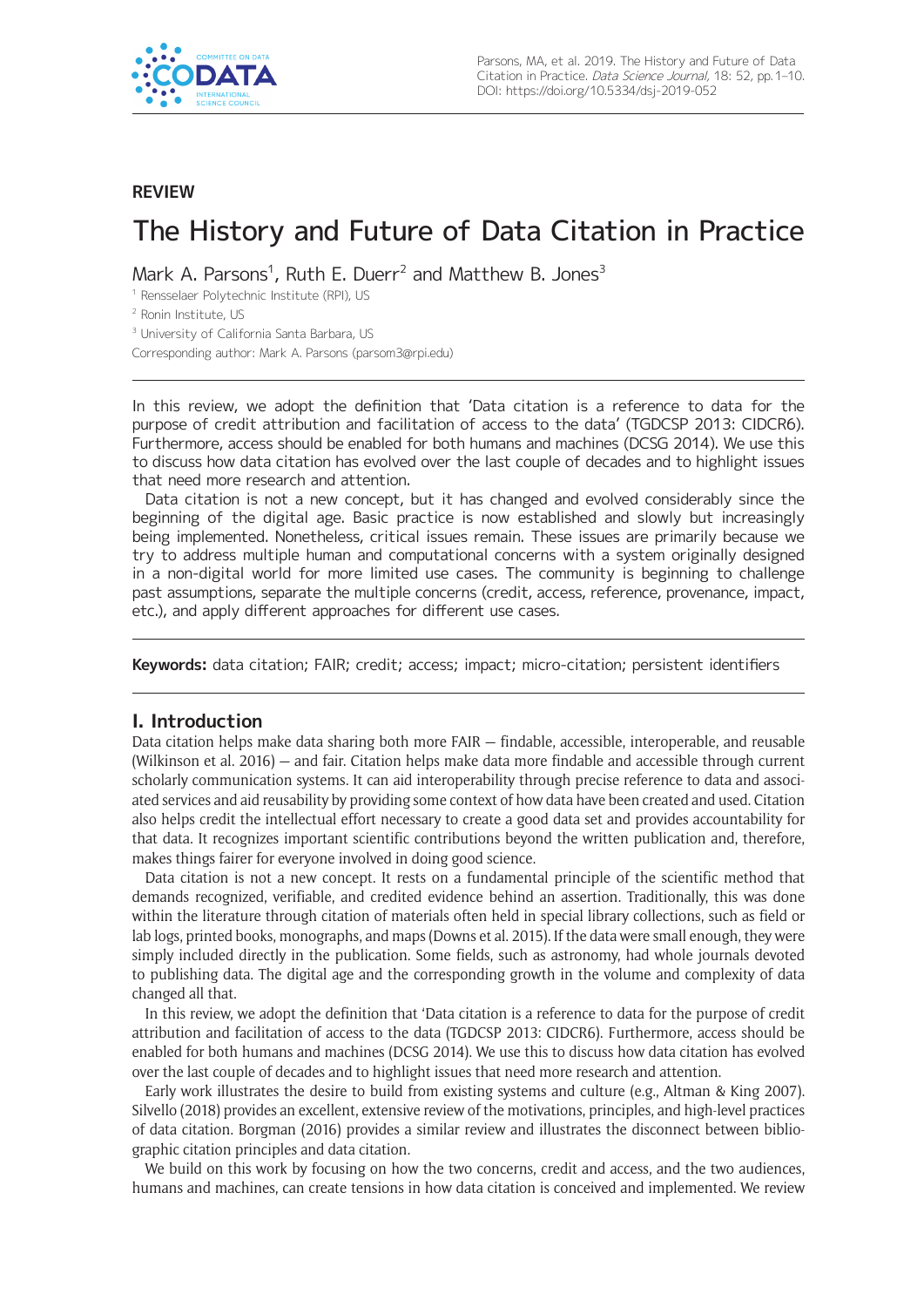**REVIEW**

# The History and Future of Data Citation in Practice

Mark A. Parsons[1], Ruth E. Duerr[2] and Matthew B. Jones[3]

[1] Rensselaer Polytechnic Institute (RPI), US

[2] Ronin Institute, US

[3] University of California Santa Barbara, US

Corresponding author: Mark A. Parsons (parsom3@rpi.edu)

In this review, we adopt the definition that 'Data citation is a reference to data for the purpose of credit attribution and facilitation of access to the data' (TGDCSP 2013: CIDCR6). Furthermore, access should be enabled for both humans and machines (DCSG 2014). We use this to discuss how data citation has evolved over the last couple of decades and to highlight issues that need more research and attention.

Data citation is not a new concept, but it has changed and evolved considerably since the beginning of the digital age. Basic practice is now established and slowly but increasingly being implemented. Nonetheless, critical issues remain. These issues are primarily because we try to address multiple human and computational concerns with a system originally designed in a non-digital world for more limited use cases. The community is beginning to challenge past assumptions, separate the multiple concerns (credit, access, reference, provenance, impact, etc.), and apply different approaches for different use cases.

**Keywords:** data citation; FAIR; credit; access; impact; micro-citation; persistent identifiers

## I. Introduction

Data citation helps make data sharing both more FAIR — findable, accessible, interoperable, and reusable (Wilkinson et al. 2016) — and fair. Citation helps make data more findable and accessible through current scholarly communication systems. It can aid interoperability through precise reference to data and associated services and aid reusability by providing some context of how data have been created and used. Citation also helps credit the intellectual effort necessary to create a good data set and provides accountability for that data. It recognizes important scientific contributions beyond the written publication and, therefore, makes things fairer for everyone involved in doing good science.

Data citation is not a new concept. It rests on a fundamental principle of the scientific method that demands recognized, verifiable, and credited evidence behind an assertion. Traditionally, this was done within the literature through citation of materials often held in special library collections, such as field or lab logs, printed books, monographs, and maps (Downs et al. 2015). If the data were small enough, they were simply included directly in the publication. Some fields, such as astronomy, had whole journals devoted to publishing data. The digital age and the corresponding growth in the volume and complexity of data changed all that.

In this review, we adopt the definition that 'Data citation is a reference to data for the purpose of credit attribution and facilitation of access to the data (TGDCSP 2013: CIDCR6). Furthermore, access should be enabled for both humans and machines (DCSG 2014). We use this to discuss how data citation has evolved over the last couple of decades and to highlight issues that need more research and attention.

Early work illustrates the desire to build from existing systems and culture (e.g., Altman & King 2007). Silvello (2018) provides an excellent, extensive review of the motivations, principles, and high-level practices of data citation. Borgman (2016) provides a similar review and illustrates the disconnect between bibliographic citation principles and data citation.

We build on this work by focusing on how the two concerns, credit and access, and the two audiences, humans and machines, can create tensions in how data citation is conceived and implemented. We review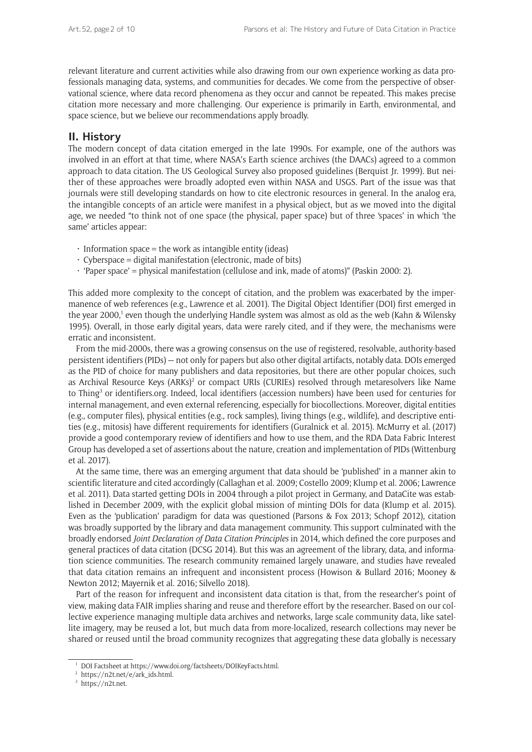relevant literature and current activities while also drawing from our own experience working as data professionals managing data, systems, and communities for decades. We come from the perspective of observational science, where data record phenomena as they occur and cannot be repeated. This makes precise citation more necessary and more challenging. Our experience is primarily in Earth, environmental, and space science, but we believe our recommendations apply broadly.

## II. History

The modern concept of data citation emerged in the late 1990s. For example, one of the authors was involved in an effort at that time, where NASA's Earth science archives (the DAACs) agreed to a common approach to data citation. The US Geological Survey also proposed guidelines (Berquist Jr. 1999). But neither of these approaches were broadly adopted even within NASA and USGS. Part of the issue was that journals were still developing standards on how to cite electronic resources in general. In the analog era, the intangible concepts of an article were manifest in a physical object, but as we moved into the digital age, we needed "to think not of one space (the physical, paper space) but of three 'spaces' in which 'the same' articles appear:

- Information space = the work as intangible entity (ideas)
- Cyberspace = digital manifestation (electronic, made of bits)
- 'Paper space' = physical manifestation (cellulose and ink, made of atoms)" (Paskin 2000: 2).

This added more complexity to the concept of citation, and the problem was exacerbated by the impermanence of web references (e.g., Lawrence et al. 2001). The Digital Object Identifier (DOI) first emerged in the year 2000,[1] even though the underlying Handle system was almost as old as the web (Kahn & Wilensky 1995). Overall, in those early digital years, data were rarely cited, and if they were, the mechanisms were erratic and inconsistent.

From the mid-2000s, there was a growing consensus on the use of registered, resolvable, authority-based persistent identifiers (PIDs) — not only for papers but also other digital artifacts, notably data. DOIs emerged as the PID of choice for many publishers and data repositories, but there are other popular choices, such as Archival Resource Keys (ARKs)[2] or compact URIs (CURIEs) resolved through metaresolvers like Name to Thing[3] or identifiers.org. Indeed, local identifiers (accession numbers) have been used for centuries for internal management, and even external referencing, especially for biocollections. Moreover, digital entities (e.g., computer files), physical entities (e.g., rock samples), living things (e.g., wildlife), and descriptive entities (e.g., mitosis) have different requirements for identifiers (Guralnick et al. 2015). McMurry et al. (2017) provide a good contemporary review of identifiers and how to use them, and the RDA Data Fabric Interest Group has developed a set of assertions about the nature, creation and implementation of PIDs (Wittenburg et al. 2017).

At the same time, there was an emerging argument that data should be 'published' in a manner akin to scientific literature and cited accordingly (Callaghan et al. 2009; Costello 2009; Klump et al. 2006; Lawrence et al. 2011). Data started getting DOIs in 2004 through a pilot project in Germany, and DataCite was established in December 2009, with the explicit global mission of minting DOIs for data (Klump et al. 2015). Even as the 'publication' paradigm for data was questioned (Parsons & Fox 2013; Schopf 2012), citation was broadly supported by the library and data management community. This support culminated with the broadly endorsed *Joint Declaration of Data Citation Principles* in 2014, which defined the core purposes and general practices of data citation (DCSG 2014). But this was an agreement of the library, data, and information science communities. The research community remained largely unaware, and studies have revealed that data citation remains an infrequent and inconsistent process (Howison & Bullard 2016; Mooney & Newton 2012; Mayernik et al. 2016; Silvello 2018).

Part of the reason for infrequent and inconsistent data citation is that, from the researcher's point of view, making data FAIR implies sharing and reuse and therefore effort by the researcher. Based on our collective experience managing multiple data archives and networks, large scale community data, like satellite imagery, may be reused a lot, but much data from more-localized, research collections may never be shared or reused until the broad community recognizes that aggregating these data globally is necessary

---

[1] DOI Factsheet at https://www.doi.org/factsheets/DOIKeyFacts.html.

[2] https://n2t.net/e/ark_ids.html.

[3] https://n2t.net.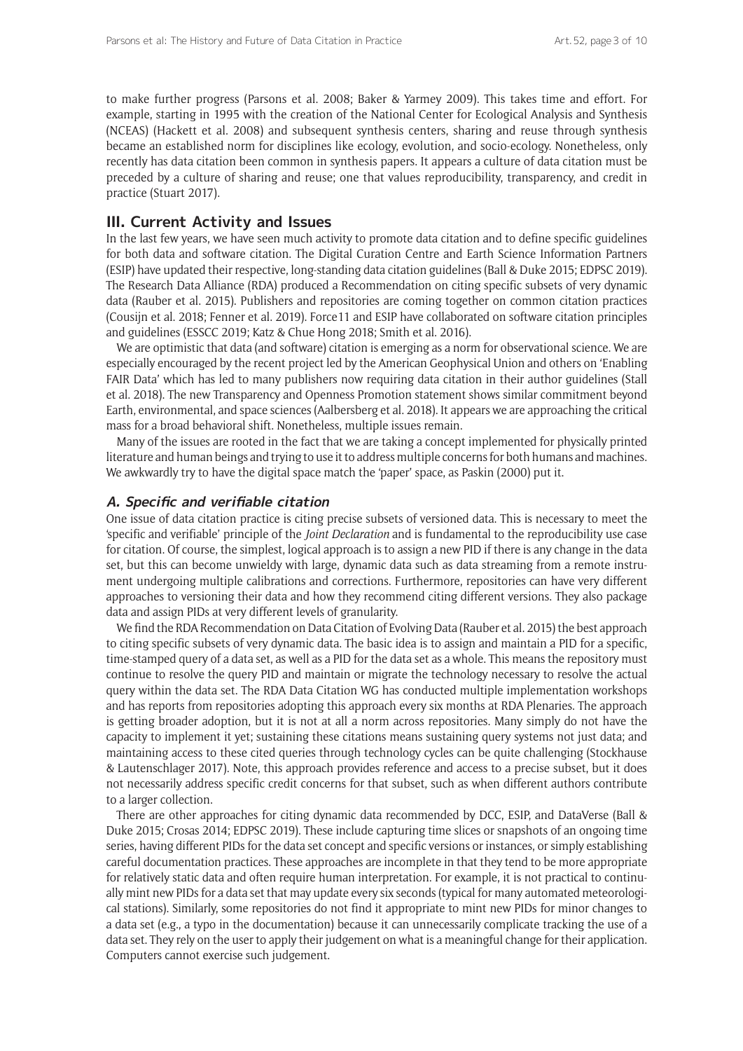to make further progress (Parsons et al. 2008; Baker & Yarmey 2009). This takes time and effort. For example, starting in 1995 with the creation of the National Center for Ecological Analysis and Synthesis (NCEAS) (Hackett et al. 2008) and subsequent synthesis centers, sharing and reuse through synthesis became an established norm for disciplines like ecology, evolution, and socio-ecology. Nonetheless, only recently has data citation been common in synthesis papers. It appears a culture of data citation must be preceded by a culture of sharing and reuse; one that values reproducibility, transparency, and credit in practice (Stuart 2017).

## III. Current Activity and Issues

In the last few years, we have seen much activity to promote data citation and to define specific guidelines for both data and software citation. The Digital Curation Centre and Earth Science Information Partners (ESIP) have updated their respective, long-standing data citation guidelines (Ball & Duke 2015; EDPSC 2019). The Research Data Alliance (RDA) produced a Recommendation on citing specific subsets of very dynamic data (Rauber et al. 2015). Publishers and repositories are coming together on common citation practices (Cousijn et al. 2018; Fenner et al. 2019). Force11 and ESIP have collaborated on software citation principles and guidelines (ESSCC 2019; Katz & Chue Hong 2018; Smith et al. 2016).

We are optimistic that data (and software) citation is emerging as a norm for observational science. We are especially encouraged by the recent project led by the American Geophysical Union and others on 'Enabling FAIR Data' which has led to many publishers now requiring data citation in their author guidelines (Stall et al. 2018). The new Transparency and Openness Promotion statement shows similar commitment beyond Earth, environmental, and space sciences (Aalbersberg et al. 2018). It appears we are approaching the critical mass for a broad behavioral shift. Nonetheless, multiple issues remain.

Many of the issues are rooted in the fact that we are taking a concept implemented for physically printed literature and human beings and trying to use it to address multiple concerns for both humans and machines. We awkwardly try to have the digital space match the 'paper' space, as Paskin (2000) put it.

### *A. Specific and verifiable citation*

One issue of data citation practice is citing precise subsets of versioned data. This is necessary to meet the 'specific and verifiable' principle of the *Joint Declaration* and is fundamental to the reproducibility use case for citation. Of course, the simplest, logical approach is to assign a new PID if there is any change in the data set, but this can become unwieldy with large, dynamic data such as data streaming from a remote instrument undergoing multiple calibrations and corrections. Furthermore, repositories can have very different approaches to versioning their data and how they recommend citing different versions. They also package data and assign PIDs at very different levels of granularity.

We find the RDA Recommendation on Data Citation of Evolving Data (Rauber et al. 2015) the best approach to citing specific subsets of very dynamic data. The basic idea is to assign and maintain a PID for a specific, time-stamped query of a data set, as well as a PID for the data set as a whole. This means the repository must continue to resolve the query PID and maintain or migrate the technology necessary to resolve the actual query within the data set. The RDA Data Citation WG has conducted multiple implementation workshops and has reports from repositories adopting this approach every six months at RDA Plenaries. The approach is getting broader adoption, but it is not at all a norm across repositories. Many simply do not have the capacity to implement it yet; sustaining these citations means sustaining query systems not just data; and maintaining access to these cited queries through technology cycles can be quite challenging (Stockhause & Lautenschlager 2017). Note, this approach provides reference and access to a precise subset, but it does not necessarily address specific credit concerns for that subset, such as when different authors contribute to a larger collection.

There are other approaches for citing dynamic data recommended by DCC, ESIP, and DataVerse (Ball & Duke 2015; Crosas 2014; EDPSC 2019). These include capturing time slices or snapshots of an ongoing time series, having different PIDs for the data set concept and specific versions or instances, or simply establishing careful documentation practices. These approaches are incomplete in that they tend to be more appropriate for relatively static data and often require human interpretation. For example, it is not practical to continually mint new PIDs for a data set that may update every six seconds (typical for many automated meteorological stations). Similarly, some repositories do not find it appropriate to mint new PIDs for minor changes to a data set (e.g., a typo in the documentation) because it can unnecessarily complicate tracking the use of a data set. They rely on the user to apply their judgement on what is a meaningful change for their application. Computers cannot exercise such judgement.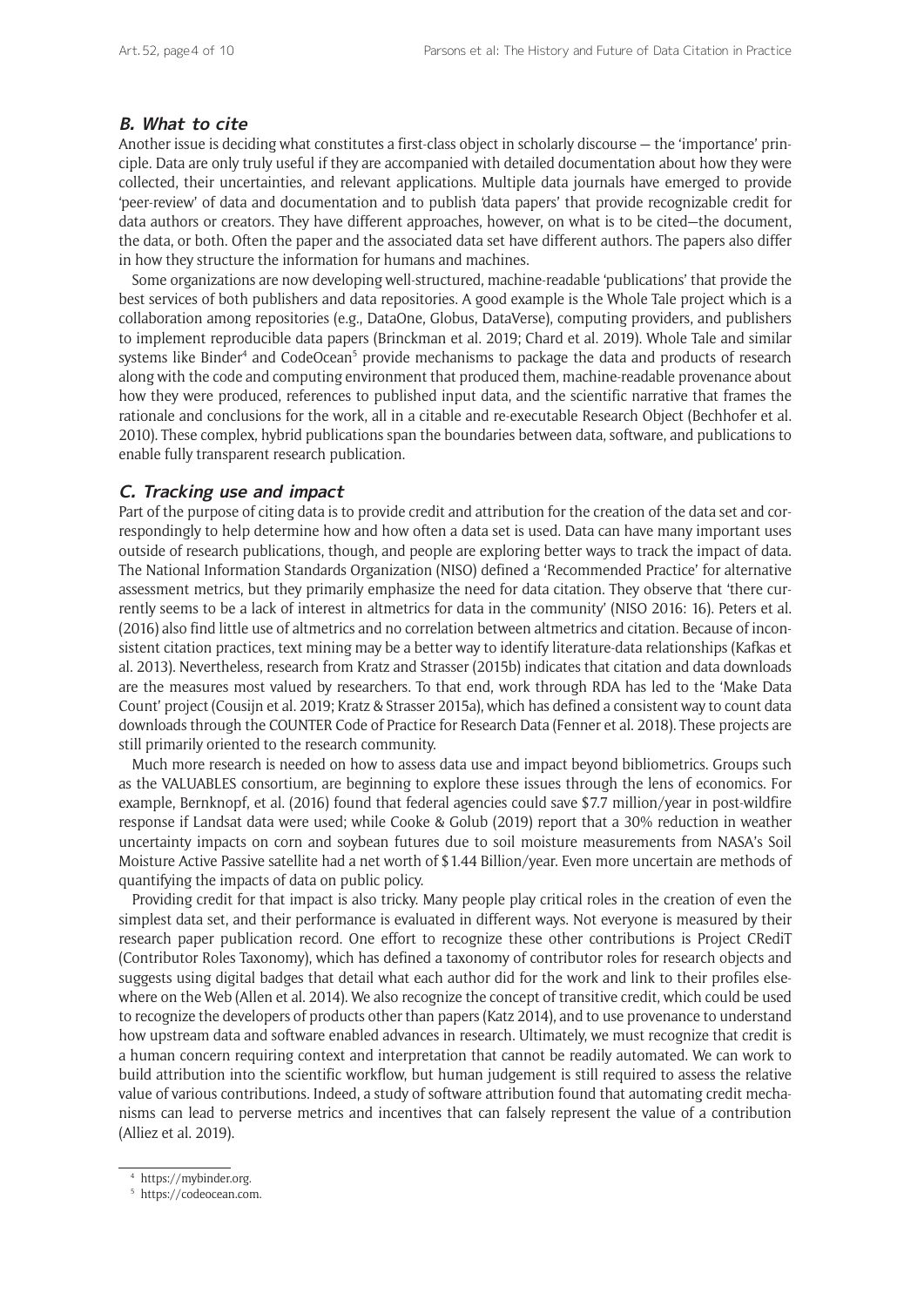### B. What to cite

Another issue is deciding what constitutes a first-class object in scholarly discourse — the 'importance' principle. Data are only truly useful if they are accompanied with detailed documentation about how they were collected, their uncertainties, and relevant applications. Multiple data journals have emerged to provide 'peer-review' of data and documentation and to publish 'data papers' that provide recognizable credit for data authors or creators. They have different approaches, however, on what is to be cited—the document, the data, or both. Often the paper and the associated data set have different authors. The papers also differ in how they structure the information for humans and machines.

Some organizations are now developing well-structured, machine-readable 'publications' that provide the best services of both publishers and data repositories. A good example is the Whole Tale project which is a collaboration among repositories (e.g., DataOne, Globus, DataVerse), computing providers, and publishers to implement reproducible data papers (Brinckman et al. 2019; Chard et al. 2019). Whole Tale and similar systems like Binder[4] and CodeOcean[5] provide mechanisms to package the data and products of research along with the code and computing environment that produced them, machine-readable provenance about how they were produced, references to published input data, and the scientific narrative that frames the rationale and conclusions for the work, all in a citable and re-executable Research Object (Bechhofer et al. 2010). These complex, hybrid publications span the boundaries between data, software, and publications to enable fully transparent research publication.

### C. Tracking use and impact

Part of the purpose of citing data is to provide credit and attribution for the creation of the data set and correspondingly to help determine how and how often a data set is used. Data can have many important uses outside of research publications, though, and people are exploring better ways to track the impact of data. The National Information Standards Organization (NISO) defined a 'Recommended Practice' for alternative assessment metrics, but they primarily emphasize the need for data citation. They observe that 'there currently seems to be a lack of interest in altmetrics for data in the community' (NISO 2016: 16). Peters et al. (2016) also find little use of altmetrics and no correlation between altmetrics and citation. Because of inconsistent citation practices, text mining may be a better way to identify literature-data relationships (Kafkas et al. 2013). Nevertheless, research from Kratz and Strasser (2015b) indicates that citation and data downloads are the measures most valued by researchers. To that end, work through RDA has led to the 'Make Data Count' project (Cousijn et al. 2019; Kratz & Strasser 2015a), which has defined a consistent way to count data downloads through the COUNTER Code of Practice for Research Data (Fenner et al. 2018). These projects are still primarily oriented to the research community.

Much more research is needed on how to assess data use and impact beyond bibliometrics. Groups such as the VALUABLES consortium, are beginning to explore these issues through the lens of economics. For example, Bernknopf, et al. (2016) found that federal agencies could save $7.7 million/year in post-wildfire response if Landsat data were used; while Cooke & Golub (2019) report that a 30% reduction in weather uncertainty impacts on corn and soybean futures due to soil moisture measurements from NASA's Soil Moisture Active Passive satellite had a net worth of $1.44 Billion/year. Even more uncertain are methods of quantifying the impacts of data on public policy.

Providing credit for that impact is also tricky. Many people play critical roles in the creation of even the simplest data set, and their performance is evaluated in different ways. Not everyone is measured by their research paper publication record. One effort to recognize these other contributions is Project CRediT (Contributor Roles Taxonomy), which has defined a taxonomy of contributor roles for research objects and suggests using digital badges that detail what each author did for the work and link to their profiles elsewhere on the Web (Allen et al. 2014). We also recognize the concept of transitive credit, which could be used to recognize the developers of products other than papers (Katz 2014), and to use provenance to understand how upstream data and software enabled advances in research. Ultimately, we must recognize that credit is a human concern requiring context and interpretation that cannot be readily automated. We can work to build attribution into the scientific workflow, but human judgement is still required to assess the relative value of various contributions. Indeed, a study of software attribution found that automating credit mechanisms can lead to perverse metrics and incentives that can falsely represent the value of a contribution (Alliez et al. 2019).

---

[4] https://mybinder.org.

[5] https://codeocean.com.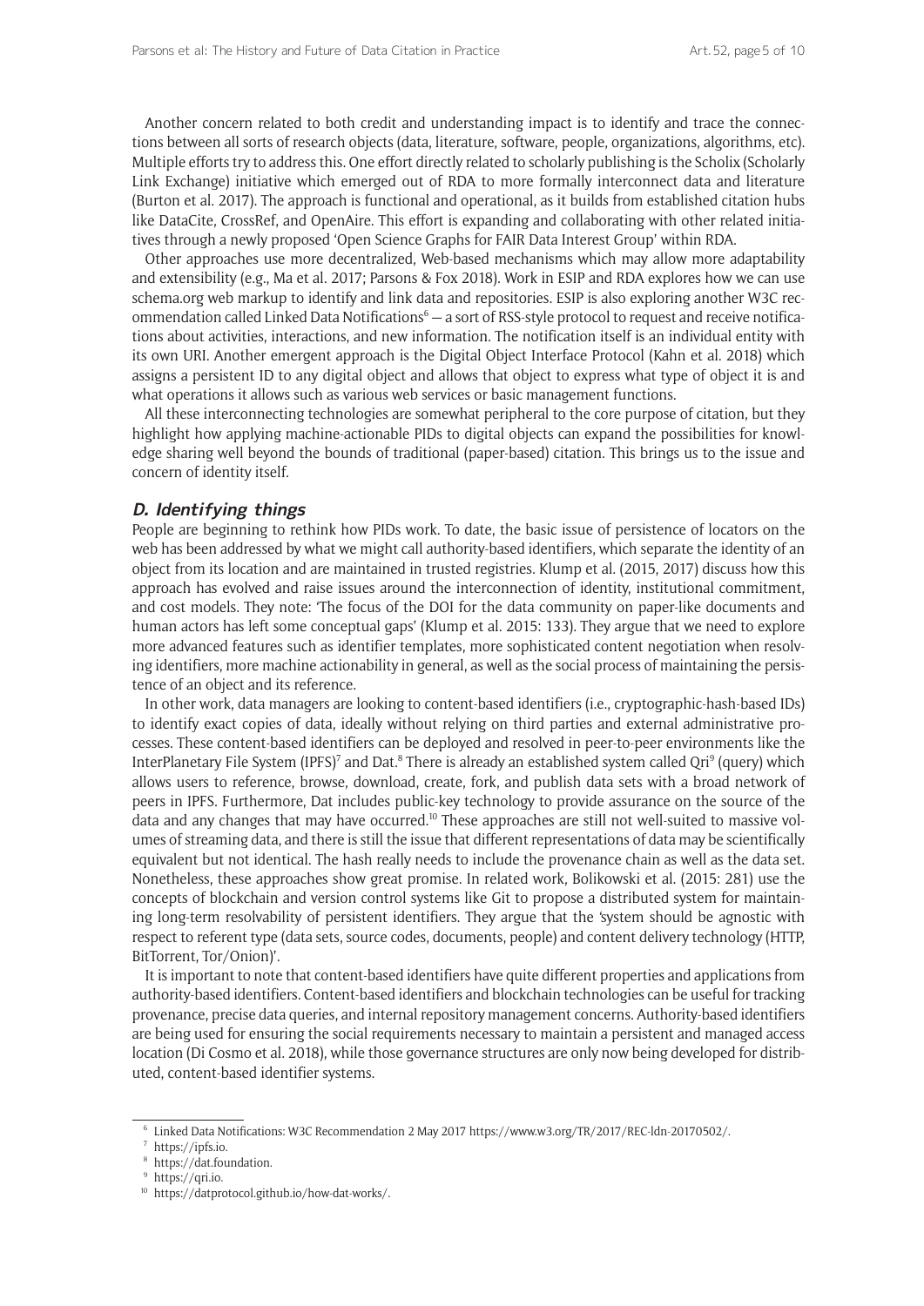Another concern related to both credit and understanding impact is to identify and trace the connections between all sorts of research objects (data, literature, software, people, organizations, algorithms, etc). Multiple efforts try to address this. One effort directly related to scholarly publishing is the Scholix (Scholarly Link Exchange) initiative which emerged out of RDA to more formally interconnect data and literature (Burton et al. 2017). The approach is functional and operational, as it builds from established citation hubs like DataCite, CrossRef, and OpenAire. This effort is expanding and collaborating with other related initiatives through a newly proposed 'Open Science Graphs for FAIR Data Interest Group' within RDA.

Other approaches use more decentralized, Web-based mechanisms which may allow more adaptability and extensibility (e.g., Ma et al. 2017; Parsons & Fox 2018). Work in ESIP and RDA explores how we can use schema.org web markup to identify and link data and repositories. ESIP is also exploring another W3C recommendation called Linked Data Notifications[6] — a sort of RSS-style protocol to request and receive notifications about activities, interactions, and new information. The notification itself is an individual entity with its own URI. Another emergent approach is the Digital Object Interface Protocol (Kahn et al. 2018) which assigns a persistent ID to any digital object and allows that object to express what type of object it is and what operations it allows such as various web services or basic management functions.

All these interconnecting technologies are somewhat peripheral to the core purpose of citation, but they highlight how applying machine-actionable PIDs to digital objects can expand the possibilities for knowledge sharing well beyond the bounds of traditional (paper-based) citation. This brings us to the issue and concern of identity itself.

### D. Identifying things

People are beginning to rethink how PIDs work. To date, the basic issue of persistence of locators on the web has been addressed by what we might call authority-based identifiers, which separate the identity of an object from its location and are maintained in trusted registries. Klump et al. (2015, 2017) discuss how this approach has evolved and raise issues around the interconnection of identity, institutional commitment, and cost models. They note: 'The focus of the DOI for the data community on paper-like documents and human actors has left some conceptual gaps' (Klump et al. 2015: 133). They argue that we need to explore more advanced features such as identifier templates, more sophisticated content negotiation when resolving identifiers, more machine actionability in general, as well as the social process of maintaining the persistence of an object and its reference.

In other work, data managers are looking to content-based identifiers (i.e., cryptographic-hash-based IDs) to identify exact copies of data, ideally without relying on third parties and external administrative processes. These content-based identifiers can be deployed and resolved in peer-to-peer environments like the InterPlanetary File System (IPFS)[7] and Dat.[8] There is already an established system called Qri[9] (query) which allows users to reference, browse, download, create, fork, and publish data sets with a broad network of peers in IPFS. Furthermore, Dat includes public-key technology to provide assurance on the source of the data and any changes that may have occurred.[10] These approaches are still not well-suited to massive volumes of streaming data, and there is still the issue that different representations of data may be scientifically equivalent but not identical. The hash really needs to include the provenance chain as well as the data set. Nonetheless, these approaches show great promise. In related work, Bolikowski et al. (2015: 281) use the concepts of blockchain and version control systems like Git to propose a distributed system for maintaining long-term resolvability of persistent identifiers. They argue that the 'system should be agnostic with respect to referent type (data sets, source codes, documents, people) and content delivery technology (HTTP, BitTorrent, Tor/Onion)'.

It is important to note that content-based identifiers have quite different properties and applications from authority-based identifiers. Content-based identifiers and blockchain technologies can be useful for tracking provenance, precise data queries, and internal repository management concerns. Authority-based identifiers are being used for ensuring the social requirements necessary to maintain a persistent and managed access location (Di Cosmo et al. 2018), while those governance structures are only now being developed for distributed, content-based identifier systems.

---

[6] Linked Data Notifications: W3C Recommendation 2 May 2017 https://www.w3.org/TR/2017/REC-ldn-20170502/.

[7] https://ipfs.io.

[8] https://dat.foundation.

[9] https://qri.io.

[10] https://datprotocol.github.io/how-dat-works/.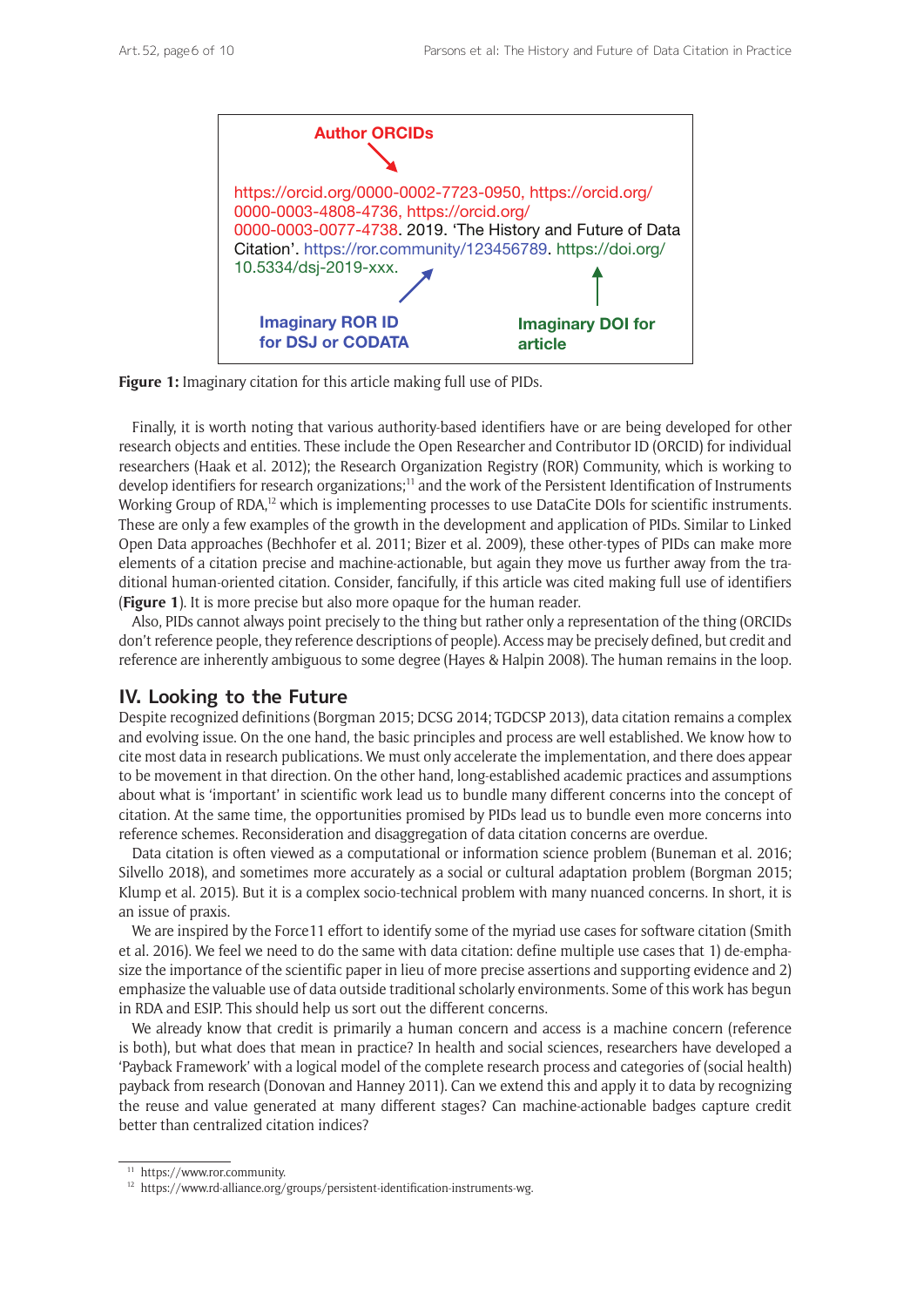Author ORCIDs

https://orcid.org/0000-0002-7723-0950, https://orcid.org/0000-0003-4808-4736, https://orcid.org/0000-0003-0077-4738. 2019. 'The History and Future of Data Citation'. https://ror.community/123456789. https://doi.org/10.5334/dsj-2019-xxx.

Imaginary ROR ID for DSJ or CODATA

Imaginary DOI for article

**Figure 1:** Imaginary citation for this article making full use of PIDs.

Finally, it is worth noting that various authority-based identifiers have or are being developed for other research objects and entities. These include the Open Researcher and Contributor ID (ORCID) for individual researchers (Haak et al. 2012); the Research Organization Registry (ROR) Community, which is working to develop identifiers for research organizations;[11] and the work of the Persistent Identification of Instruments Working Group of RDA,[12] which is implementing processes to use DataCite DOIs for scientific instruments. These are only a few examples of the growth in the development and application of PIDs. Similar to Linked Open Data approaches (Bechhofer et al. 2011; Bizer et al. 2009), these other-types of PIDs can make more elements of a citation precise and machine-actionable, but again they move us further away from the traditional human-oriented citation. Consider, fancifully, if this article was cited making full use of identifiers (**Figure 1**). It is more precise but also more opaque for the human reader.

Also, PIDs cannot always point precisely to the thing but rather only a representation of the thing (ORCIDs don't reference people, they reference descriptions of people). Access may be precisely defined, but credit and reference are inherently ambiguous to some degree (Hayes & Halpin 2008). The human remains in the loop.

## IV. Looking to the Future

Despite recognized definitions (Borgman 2015; DCSG 2014; TGDCSP 2013), data citation remains a complex and evolving issue. On the one hand, the basic principles and process are well established. We know how to cite most data in research publications. We must only accelerate the implementation, and there does appear to be movement in that direction. On the other hand, long-established academic practices and assumptions about what is 'important' in scientific work lead us to bundle many different concerns into the concept of citation. At the same time, the opportunities promised by PIDs lead us to bundle even more concerns into reference schemes. Reconsideration and disaggregation of data citation concerns are overdue.

Data citation is often viewed as a computational or information science problem (Buneman et al. 2016; Silvello 2018), and sometimes more accurately as a social or cultural adaptation problem (Borgman 2015; Klump et al. 2015). But it is a complex socio-technical problem with many nuanced concerns. In short, it is an issue of praxis.

We are inspired by the Force11 effort to identify some of the myriad use cases for software citation (Smith et al. 2016). We feel we need to do the same with data citation: define multiple use cases that 1) de-emphasize the importance of the scientific paper in lieu of more precise assertions and supporting evidence and 2) emphasize the valuable use of data outside traditional scholarly environments. Some of this work has begun in RDA and ESIP. This should help us sort out the different concerns.

We already know that credit is primarily a human concern and access is a machine concern (reference is both), but what does that mean in practice? In health and social sciences, researchers have developed a 'Payback Framework' with a logical model of the complete research process and categories of (social health) payback from research (Donovan and Hanney 2011). Can we extend this and apply it to data by recognizing the reuse and value generated at many different stages? Can machine-actionable badges capture credit better than centralized citation indices?

[11] https://www.ror.community.

[12] https://www.rd-alliance.org/groups/persistent-identification-instruments-wg.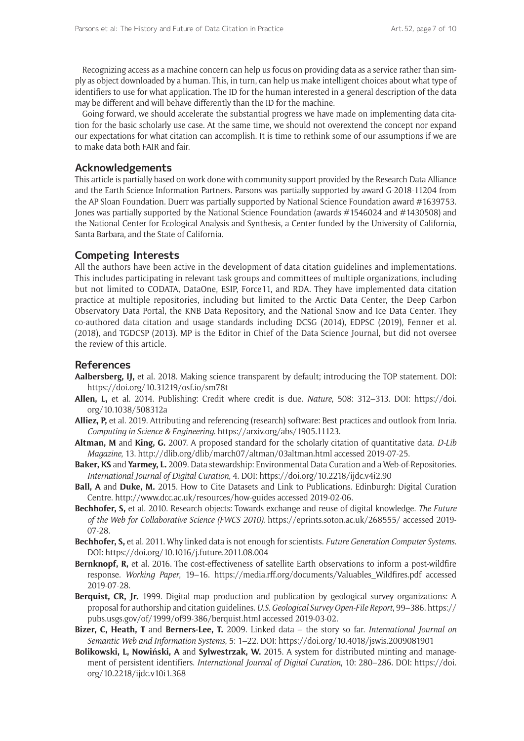Recognizing access as a machine concern can help us focus on providing data as a service rather than simply as object downloaded by a human. This, in turn, can help us make intelligent choices about what type of identifiers to use for what application. The ID for the human interested in a general description of the data may be different and will behave differently than the ID for the machine.

Going forward, we should accelerate the substantial progress we have made on implementing data citation for the basic scholarly use case. At the same time, we should not overextend the concept nor expand our expectations for what citation can accomplish. It is time to rethink some of our assumptions if we are to make data both FAIR and fair.

## Acknowledgements

This article is partially based on work done with community support provided by the Research Data Alliance and the Earth Science Information Partners. Parsons was partially supported by award G-2018-11204 from the AP Sloan Foundation. Duerr was partially supported by National Science Foundation award #1639753. Jones was partially supported by the National Science Foundation (awards #1546024 and #1430508) and the National Center for Ecological Analysis and Synthesis, a Center funded by the University of California, Santa Barbara, and the State of California.

## Competing Interests

All the authors have been active in the development of data citation guidelines and implementations. This includes participating in relevant task groups and committees of multiple organizations, including but not limited to CODATA, DataOne, ESIP, Force11, and RDA. They have implemented data citation practice at multiple repositories, including but limited to the Arctic Data Center, the Deep Carbon Observatory Data Portal, the KNB Data Repository, and the National Snow and Ice Data Center. They co-authored data citation and usage standards including DCSG (2014), EDPSC (2019), Fenner et al. (2018), and TGDCSP (2013). MP is the Editor in Chief of the Data Science Journal, but did not oversee the review of this article.

## References

**Aalbersberg, IJ,** et al. 2018. Making science transparent by default; introducing the TOP statement. DOI: https://doi.org/10.31219/osf.io/sm78t

**Allen, L,** et al. 2014. Publishing: Credit where credit is due. *Nature*, 508: 312–313. DOI: https://doi.org/10.1038/508312a

**Alliez, P,** et al. 2019. Attributing and referencing (research) software: Best practices and outlook from Inria. *Computing in Science & Engineering*. https://arxiv.org/abs/1905.11123.

**Altman, M** and **King, G.** 2007. A proposed standard for the scholarly citation of quantitative data. *D-Lib Magazine*, 13. http://dlib.org/dlib/march07/altman/03altman.html accessed 2019-07-25.

**Baker, KS** and **Yarmey, L.** 2009. Data stewardship: Environmental Data Curation and a Web-of-Repositories. *International Journal of Digital Curation*, 4. DOI: https://doi.org/10.2218/ijdc.v4i2.90

**Ball, A** and **Duke, M.** 2015. How to Cite Datasets and Link to Publications. Edinburgh: Digital Curation Centre. http://www.dcc.ac.uk/resources/how-guides accessed 2019-02-06.

**Bechhofer, S,** et al. 2010. Research objects: Towards exchange and reuse of digital knowledge. *The Future of the Web for Collaborative Science (FWCS 2010)*. https://eprints.soton.ac.uk/268555/ accessed 2019-07-28.

**Bechhofer, S,** et al. 2011. Why linked data is not enough for scientists. *Future Generation Computer Systems*. DOI: https://doi.org/10.1016/j.future.2011.08.004

**Bernknopf, R,** et al. 2016. The cost-effectiveness of satellite Earth observations to inform a post-wildfire response. *Working Paper*, 19–16. https://media.rff.org/documents/Valuables_Wildfires.pdf accessed 2019-07-28.

**Berquist, CR, Jr.** 1999. Digital map production and publication by geological survey organizations: A proposal for authorship and citation guidelines. *U.S. Geological Survey Open-File Report*, 99–386. https://pubs.usgs.gov/of/1999/of99-386/berquist.html accessed 2019-03-02.

**Bizer, C, Heath, T** and **Berners-Lee, T.** 2009. Linked data – the story so far. *International Journal on Semantic Web and Information Systems*, 5: 1–22. DOI: https://doi.org/10.4018/jswis.2009081901

**Bolikowski, L, Nowiński, A** and **Sylwestrzak, W.** 2015. A system for distributed minting and management of persistent identifiers. *International Journal of Digital Curation*, 10: 280–286. DOI: https://doi.org/10.2218/ijdc.v10i1.368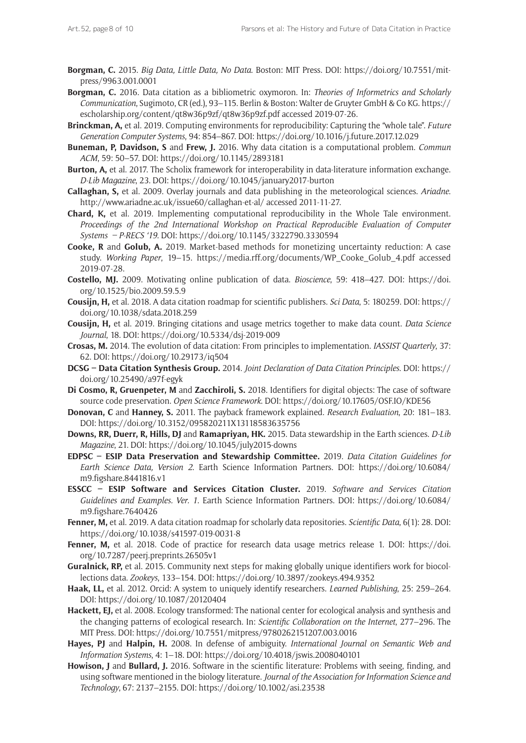**Borgman, C.** 2015. *Big Data, Little Data, No Data*. Boston: MIT Press. DOI: https://doi.org/10.7551/mitpress/9963.001.0001

**Borgman, C.** 2016. Data citation as a bibliometric oxymoron. In: *Theories of Informetrics and Scholarly Communication*, Sugimoto, CR (ed.), 93–115. Berlin & Boston: Walter de Gruyter GmbH & Co KG. https://escholarship.org/content/qt8w36p9zf/qt8w36p9zf.pdf accessed 2019-07-26.

**Brinckman, A,** et al. 2019. Computing environments for reproducibility: Capturing the "whole tale". *Future Generation Computer Systems*, 94: 854–867. DOI: https://doi.org/10.1016/j.future.2017.12.029

**Buneman, P, Davidson, S** and **Frew, J.** 2016. Why data citation is a computational problem. *Commun ACM*, 59: 50–57. DOI: https://doi.org/10.1145/2893181

**Burton, A,** et al. 2017. The Scholix framework for interoperability in data-literature information exchange. *D-Lib Magazine*, 23. DOI: https://doi.org/10.1045/january2017-burton

**Callaghan, S,** et al. 2009. Overlay journals and data publishing in the meteorological sciences. *Ariadne*. http://www.ariadne.ac.uk/issue60/callaghan-et-al/ accessed 2011-11-27.

**Chard, K,** et al. 2019. Implementing computational reproducibility in the Whole Tale environment. *Proceedings of the 2nd International Workshop on Practical Reproducible Evaluation of Computer Systems – P-RECS '19*. DOI: https://doi.org/10.1145/3322790.3330594

**Cooke, R** and **Golub, A.** 2019. Market-based methods for monetizing uncertainty reduction: A case study. *Working Paper*, 19–15. https://media.rff.org/documents/WP_Cooke_Golub_4.pdf accessed 2019-07-28.

**Costello, MJ.** 2009. Motivating online publication of data. *Bioscience*, 59: 418–427. DOI: https://doi.org/10.1525/bio.2009.59.5.9

**Cousijn, H,** et al. 2018. A data citation roadmap for scientific publishers. *Sci Data*, 5: 180259. DOI: https://doi.org/10.1038/sdata.2018.259

**Cousijn, H,** et al. 2019. Bringing citations and usage metrics together to make data count. *Data Science Journal*, 18. DOI: https://doi.org/10.5334/dsj-2019-009

**Crosas, M.** 2014. The evolution of data citation: From principles to implementation. *IASSIST Quarterly*, 37: 62. DOI: https://doi.org/10.29173/iq504

**DCSG – Data Citation Synthesis Group.** 2014. *Joint Declaration of Data Citation Principles*. DOI: https://doi.org/10.25490/a97f-egyk

**Di Cosmo, R, Gruenpeter, M** and **Zacchiroli, S.** 2018. Identifiers for digital objects: The case of software source code preservation. *Open Science Framework*. DOI: https://doi.org/10.17605/OSF.IO/KDE56

**Donovan, C** and **Hanney, S.** 2011. The payback framework explained. *Research Evaluation*, 20: 181–183. DOI: https://doi.org/10.3152/095820211X13118583635756

**Downs, RR, Duerr, R, Hills, DJ** and **Ramapriyan, HK.** 2015. Data stewardship in the Earth sciences. *D-Lib Magazine*, 21. DOI: https://doi.org/10.1045/july2015-downs

**EDPSC – ESIP Data Preservation and Stewardship Committee.** 2019. *Data Citation Guidelines for Earth Science Data, Version 2*. Earth Science Information Partners. DOI: https://doi.org/10.6084/m9.figshare.8441816.v1

**ESSCC – ESIP Software and Services Citation Cluster.** 2019. *Software and Services Citation Guidelines and Examples. Ver. 1*. Earth Science Information Partners. DOI: https://doi.org/10.6084/m9.figshare.7640426

**Fenner, M,** et al. 2019. A data citation roadmap for scholarly data repositories. *Scientific Data*, 6(1): 28. DOI: https://doi.org/10.1038/s41597-019-0031-8

**Fenner, M,** et al. 2018. Code of practice for research data usage metrics release 1. DOI: https://doi.org/10.7287/peerj.preprints.26505v1

**Guralnick, RP,** et al. 2015. Community next steps for making globally unique identifiers work for biocollections data. *Zookeys*, 133–154. DOI: https://doi.org/10.3897/zookeys.494.9352

**Haak, LL,** et al. 2012. Orcid: A system to uniquely identify researchers. *Learned Publishing*, 25: 259–264. DOI: https://doi.org/10.1087/20120404

**Hackett, EJ,** et al. 2008. Ecology transformed: The national center for ecological analysis and synthesis and the changing patterns of ecological research. In: *Scientific Collaboration on the Internet*, 277–296. The MIT Press. DOI: https://doi.org/10.7551/mitpress/9780262151207.003.0016

**Hayes, PJ** and **Halpin, H.** 2008. In defense of ambiguity. *International Journal on Semantic Web and Information Systems*, 4: 1–18. DOI: https://doi.org/10.4018/jswis.2008040101

**Howison, J** and **Bullard, J.** 2016. Software in the scientific literature: Problems with seeing, finding, and using software mentioned in the biology literature. *Journal of the Association for Information Science and Technology*, 67: 2137–2155. DOI: https://doi.org/10.1002/asi.23538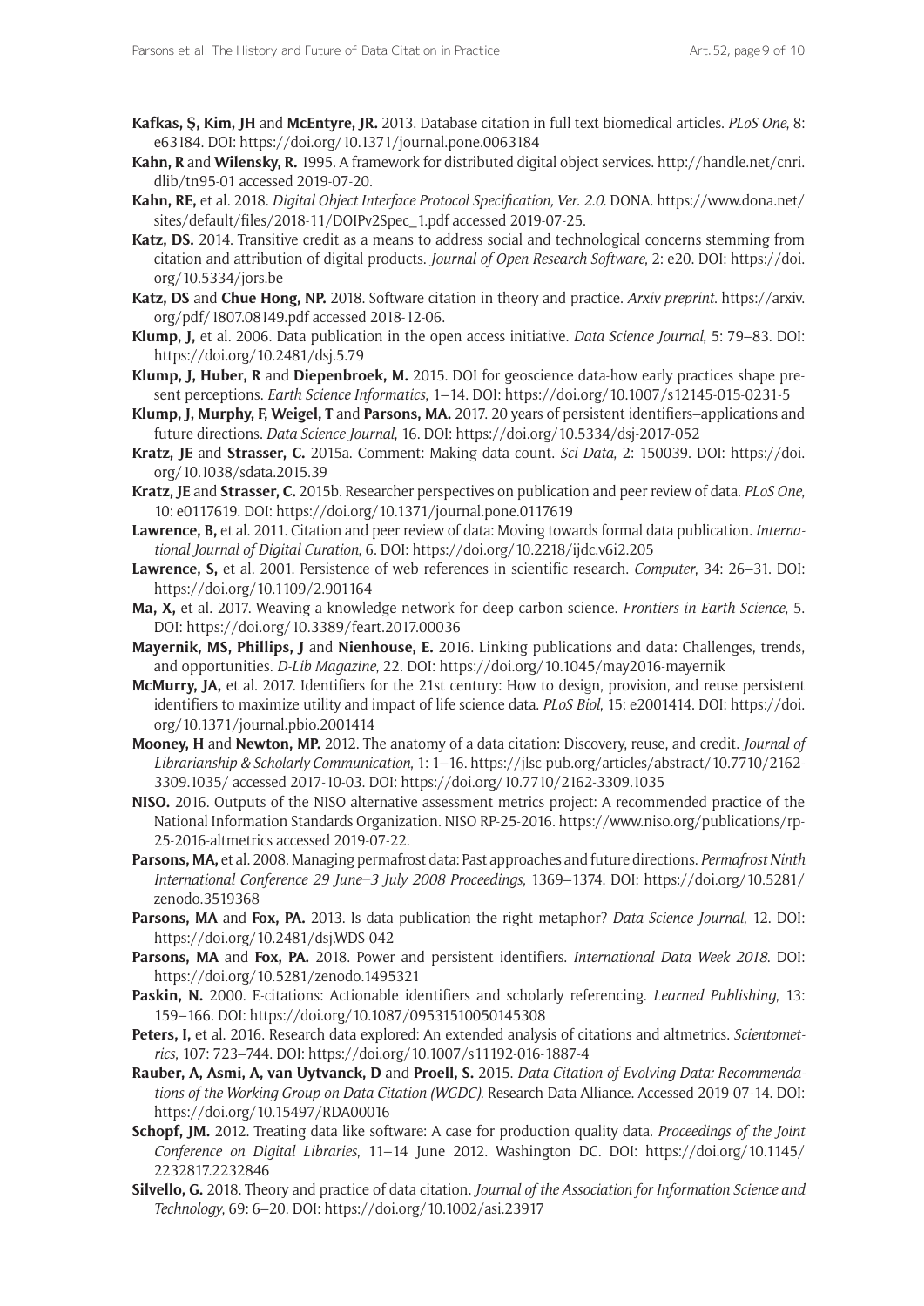**Kafkas, Ş, Kim, JH** and **McEntyre, JR.** 2013. Database citation in full text biomedical articles. *PLoS One*, 8: e63184. DOI: https://doi.org/10.1371/journal.pone.0063184

**Kahn, R** and **Wilensky, R.** 1995. A framework for distributed digital object services. http://handle.net/cnri.dlib/tn95-01 accessed 2019-07-20.

**Kahn, RE,** et al. 2018. *Digital Object Interface Protocol Specification, Ver. 2.0*. DONA. https://www.dona.net/sites/default/files/2018-11/DOIPv2Spec_1.pdf accessed 2019-07-25.

**Katz, DS.** 2014. Transitive credit as a means to address social and technological concerns stemming from citation and attribution of digital products. *Journal of Open Research Software*, 2: e20. DOI: https://doi.org/10.5334/jors.be

**Katz, DS** and **Chue Hong, NP.** 2018. Software citation in theory and practice. *Arxiv preprint*. https://arxiv.org/pdf/1807.08149.pdf accessed 2018-12-06.

**Klump, J,** et al. 2006. Data publication in the open access initiative. *Data Science Journal*, 5: 79–83. DOI: https://doi.org/10.2481/dsj.5.79

**Klump, J, Huber, R** and **Diepenbroek, M.** 2015. DOI for geoscience data-how early practices shape present perceptions. *Earth Science Informatics*, 1–14. DOI: https://doi.org/10.1007/s12145-015-0231-5

**Klump, J, Murphy, F, Weigel, T** and **Parsons, MA.** 2017. 20 years of persistent identifiers–applications and future directions. *Data Science Journal*, 16. DOI: https://doi.org/10.5334/dsj-2017-052

**Kratz, JE** and **Strasser, C.** 2015a. Comment: Making data count. *Sci Data*, 2: 150039. DOI: https://doi.org/10.1038/sdata.2015.39

**Kratz, JE** and **Strasser, C.** 2015b. Researcher perspectives on publication and peer review of data. *PLoS One*, 10: e0117619. DOI: https://doi.org/10.1371/journal.pone.0117619

**Lawrence, B,** et al. 2011. Citation and peer review of data: Moving towards formal data publication. *International Journal of Digital Curation*, 6. DOI: https://doi.org/10.2218/ijdc.v6i2.205

**Lawrence, S,** et al. 2001. Persistence of web references in scientific research. *Computer*, 34: 26–31. DOI: https://doi.org/10.1109/2.901164

**Ma, X,** et al. 2017. Weaving a knowledge network for deep carbon science. *Frontiers in Earth Science*, 5. DOI: https://doi.org/10.3389/feart.2017.00036

**Mayernik, MS, Phillips, J** and **Nienhouse, E.** 2016. Linking publications and data: Challenges, trends, and opportunities. *D-Lib Magazine*, 22. DOI: https://doi.org/10.1045/may2016-mayernik

**McMurry, JA,** et al. 2017. Identifiers for the 21st century: How to design, provision, and reuse persistent identifiers to maximize utility and impact of life science data. *PLoS Biol*, 15: e2001414. DOI: https://doi.org/10.1371/journal.pbio.2001414

**Mooney, H** and **Newton, MP.** 2012. The anatomy of a data citation: Discovery, reuse, and credit. *Journal of Librarianship & Scholarly Communication*, 1: 1–16. https://jlsc-pub.org/articles/abstract/10.7710/2162-3309.1035/ accessed 2017-10-03. DOI: https://doi.org/10.7710/2162-3309.1035

**NISO.** 2016. Outputs of the NISO alternative assessment metrics project: A recommended practice of the National Information Standards Organization. NISO RP-25-2016. https://www.niso.org/publications/rp-25-2016-altmetrics accessed 2019-07-22.

**Parsons, MA,** et al. 2008. Managing permafrost data: Past approaches and future directions. *Permafrost Ninth International Conference 29 June–3 July 2008 Proceedings*, 1369–1374. DOI: https://doi.org/10.5281/zenodo.3519368

**Parsons, MA** and **Fox, PA.** 2013. Is data publication the right metaphor? *Data Science Journal*, 12. DOI: https://doi.org/10.2481/dsj.WDS-042

**Parsons, MA** and **Fox, PA.** 2018. Power and persistent identifiers. *International Data Week 2018*. DOI: https://doi.org/10.5281/zenodo.1495321

**Paskin, N.** 2000. E-citations: Actionable identifiers and scholarly referencing. *Learned Publishing*, 13: 159–166. DOI: https://doi.org/10.1087/09531510050145308

**Peters, I,** et al. 2016. Research data explored: An extended analysis of citations and altmetrics. *Scientometrics*, 107: 723–744. DOI: https://doi.org/10.1007/s11192-016-1887-4

**Rauber, A, Asmi, A, van Uytvanck, D** and **Proell, S.** 2015. *Data Citation of Evolving Data: Recommendations of the Working Group on Data Citation (WGDC)*. Research Data Alliance. Accessed 2019-07-14. DOI: https://doi.org/10.15497/RDA00016

**Schopf, JM.** 2012. Treating data like software: A case for production quality data. *Proceedings of the Joint Conference on Digital Libraries*, 11–14 June 2012. Washington DC. DOI: https://doi.org/10.1145/2232817.2232846

**Silvello, G.** 2018. Theory and practice of data citation. *Journal of the Association for Information Science and Technology*, 69: 6–20. DOI: https://doi.org/10.1002/asi.23917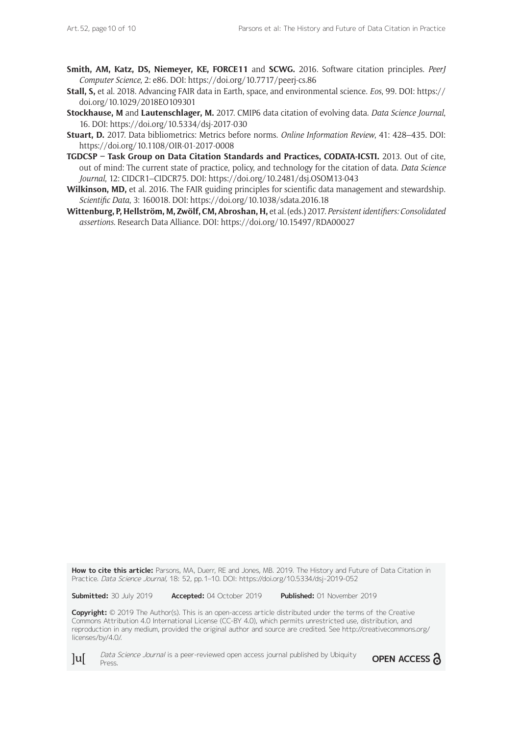**Smith, AM, Katz, DS, Niemeyer, KE, FORCE11** and **SCWG.** 2016. Software citation principles. *PeerJ Computer Science*, 2: e86. DOI: https://doi.org/10.7717/peerj-cs.86

**Stall, S,** et al. 2018. Advancing FAIR data in Earth, space, and environmental science. *Eos*, 99. DOI: https://doi.org/10.1029/2018EO109301

**Stockhause, M** and **Lautenschlager, M.** 2017. CMIP6 data citation of evolving data. *Data Science Journal*, 16. DOI: https://doi.org/10.5334/dsj-2017-030

**Stuart, D.** 2017. Data bibliometrics: Metrics before norms. *Online Information Review*, 41: 428–435. DOI: https://doi.org/10.1108/OIR-01-2017-0008

**TGDCSP – Task Group on Data Citation Standards and Practices, CODATA-ICSTI.** 2013. Out of cite, out of mind: The current state of practice, policy, and technology for the citation of data. *Data Science Journal*, 12: CIDCR1–CIDCR75. DOI: https://doi.org/10.2481/dsj.OSOM13-043

**Wilkinson, MD,** et al. 2016. The FAIR guiding principles for scientific data management and stewardship. *Scientific Data*, 3: 160018. DOI: https://doi.org/10.1038/sdata.2016.18

**Wittenburg, P, Hellström, M, Zwölf, CM, Abroshan, H,** et al. (eds.) 2017. *Persistent identifiers: Consolidated assertions*. Research Data Alliance. DOI: https://doi.org/10.15497/RDA00027

**How to cite this article:** Parsons, MA, Duerr, RE and Jones, MB. 2019. The History and Future of Data Citation in Practice. *Data Science Journal*, 18: 52, pp. 1–10. DOI: https://doi.org/10.5334/dsj-2019-052

**Submitted:** 30 July 2019 **Accepted:** 04 October 2019 **Published:** 01 November 2019

**Copyright:** © 2019 The Author(s). This is an open-access article distributed under the terms of the Creative Commons Attribution 4.0 International License (CC-BY 4.0), which permits unrestricted use, distribution, and reproduction in any medium, provided the original author and source are credited. See http://creativecommons.org/licenses/by/4.0/.

*Data Science Journal* is a peer-reviewed open access journal published by Ubiquity Press.

OPEN ACCESS